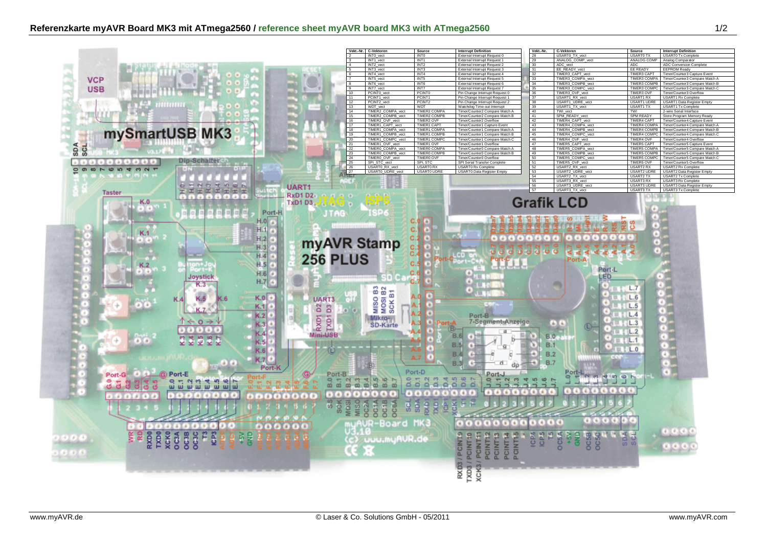# Referenzkarte myAVR Board MK3 mit ATmega2560 / reference sheet myAVR board MK3 with ATmega2560

| Vekt.-Nr. | C-Vektoren | Source | Interrupt Definition |
|---|---|---|---|
| 2 | INT0_vect | INT0 | External Interrupt Request 0 |
| 3 | INT1_vect | INT1 | External Interrupt Request 1 |
| 4 | INT2_vect | INT2 | External Interrupt Request 2 |
| 5 | INT3_vect | INT3 | External Interrupt Request 3 |
| 6 | INT4_vect | INT4 | External Interrupt Request 4 |
| 7 | INT5_vect | INT5 | External Interrupt Request 5 |
| 8 | INT6_vect | INT6 | External Interrupt Request 6 |
| 9 | INT7_vect | INT7 | External Interrupt Request 7 |
| 10 | PCINT0_vect | PCINT0 | Pin Change Interrupt Request 0 |
| 11 | PCINT1_vect | PCINT1 | Pin Change Interrupt Request 1 |
| 12 | PCINT2_vect | PCINT2 | Pin Change Interrupt Request 2 |
| 13 | WDT_vect | WDT | Watchdog Time-out Interrupt |
| 14 | TIMER2_COMPA_vect | TIMER2 COMPA | Timer/Counter2 Compare Match A |
| 15 | TIMER2_COMPB_vect | TIMER2 COMPB | Timer/Counter2 Compare Match B |
| 16 | TIMER2_OVF_vect | TIMER2 OVF | Timer/Counter2 Overflow |
| 17 | TIMER1_CAPT_vect | TIMER1 CAPT | Timer/Counter1 Capture Event |
| 18 | TIMER1_COMPA_vect | TIMER1 COMPA | Timer/Counter1 Compare Match A |
| 19 | TIMER1_COMPB_vect | TIMER1 COMPB | Timer/Counter1 Compare Match B |
| 20 | TIMER1_COMPC_vect | TIMER1 COMPC | Timer/Counter1 Compare Match C |
| 21 | TIMER1_OVF_vect | TIMER1 OVF | Timer/Counter1 Overflow |
| 22 | TIMER0_COMPA_vect | TIMER0 COMPA | Timer/Counter0 Compare Match A |
| 23 | TIMER0_COMPB_vect | TIMER0 COMPB | Timer/Counter0 Compare Match B |
| 24 | TIMER0_OVF_vect | TIMER0 OVF | Timer/Counter0 Overflow |
| 25 | SPI_STC_vect | SPI_STC | SPI Serial Transfer Complete |
| 26 | USART0_RX_vect | USART0 RX | USART0 Rx Complete |
| 27 | USART0_UDRE_vect | USART0 UDRE | USART0 Data Register Empty |

| Vekt.-Nr. | C-Vektoren | Source | Interrupt Definition |
|---|---|---|---|
| 28 | USART0_TX_vect | USART0 TX | USART0 Tx Complete |
| 29 | ANALOG_COMP_vect | ANALOG COMP | Analog Comparator |
| 30 | ADC_vect | ADC | ADC Conversion Complete |
| 31 | EE_READY_vect | EE READY | EEPROM Ready |
| 32 | TIMER3_CAPT_vect | TIMER3 CAPT | Timer/Counter3 Capture Event |
| 33 | TIMER3_COMPA_vect | TIMER3 COMPA | Timer/Counter3 Compare Match A |
| 34 | TIMER3_COMPB_vect | TIMER3 COMPB | Timer/Counter3 Compare Match B |
| 35 | TIMER3_COMPC_vect | TIMER3 COMPC | Timer/Counter3 Compare Match C |
| 36 | TIMER3_OVF_vect | TIMER3 OVF | Timer/Counter3 Overflow |
| 37 | USART1_RX_vect | USART1 RX | USART1 Rx Complete |
| 38 | USART1_UDRE_vect | USART1 UDRE | USART1 Data Register Empty |
| 39 | USART1_TX_vect | USART1 TX | USART1 Tx Complete |
| 40 | TWI_vect | TWI | 2-wire Serial Interface |
| 41 | SPM_READY_vect | SPM READY | Store Program Memory Ready |
| 42 | TIMER4_CAPT_vect | TIMER4 CAPT | Timer/Counter4 Capture Event |
| 43 | TIMER4_COMPA_vect | TIMER4 COMPA | Timer/Counter4 Compare Match A |
| 44 | TIMER4_COMPB_vect | TIMER4 COMPB | Timer/Counter4 Compare Match B |
| 45 | TIMER4_COMPC_vect | TIMER4 COMPC | Timer/Counter4 Compare Match C |
| 46 | TIMER4_OVF_vect | TIMER4 OVF | Timer/Counter4 Overflow |
| 47 | TIMER5_CAPT_vect | TIMER5 CAPT | Timer/Counter5 Capture Event |
| 48 | TIMER5_COMPA_vect | TIMER5 COMPA | Timer/Counter5 Compare Match A |
| 49 | TIMER5_COMPB_vect | TIMER5 COMPB | Timer/Counter5 Compare Match B |
| 50 | TIMER5_COMPC_vect | TIMER5 COMPC | Timer/Counter5 Compare Match C |
| 51 | TIMER5_OVF_vect | TIMER5 OVF | Timer/Counter5 Overflow |
| 52 | USART2_RX_vect | USART2 RX | USART2 Rx Complete |
| 53 | USART2_UDRE_vect | USART2 UDRE | USART2 Data Register Empty |
| 54 | USART2_TX_vect | USART2 TX | USART2 Tx Complete |
| 55 | USART3_RX_vect | USART3 RX | USART3 Rx Complete |
| 56 | USART3_UDRE_vect | USART3 UDRE | USART3 Data Register Empty |
| 57 | USART3_TX_vect | USART3 TX | USART3 Tx Complete |

www.myAVR.de

© Laser & Co. Solutions GmbH - 05/2011

www.myAVR.com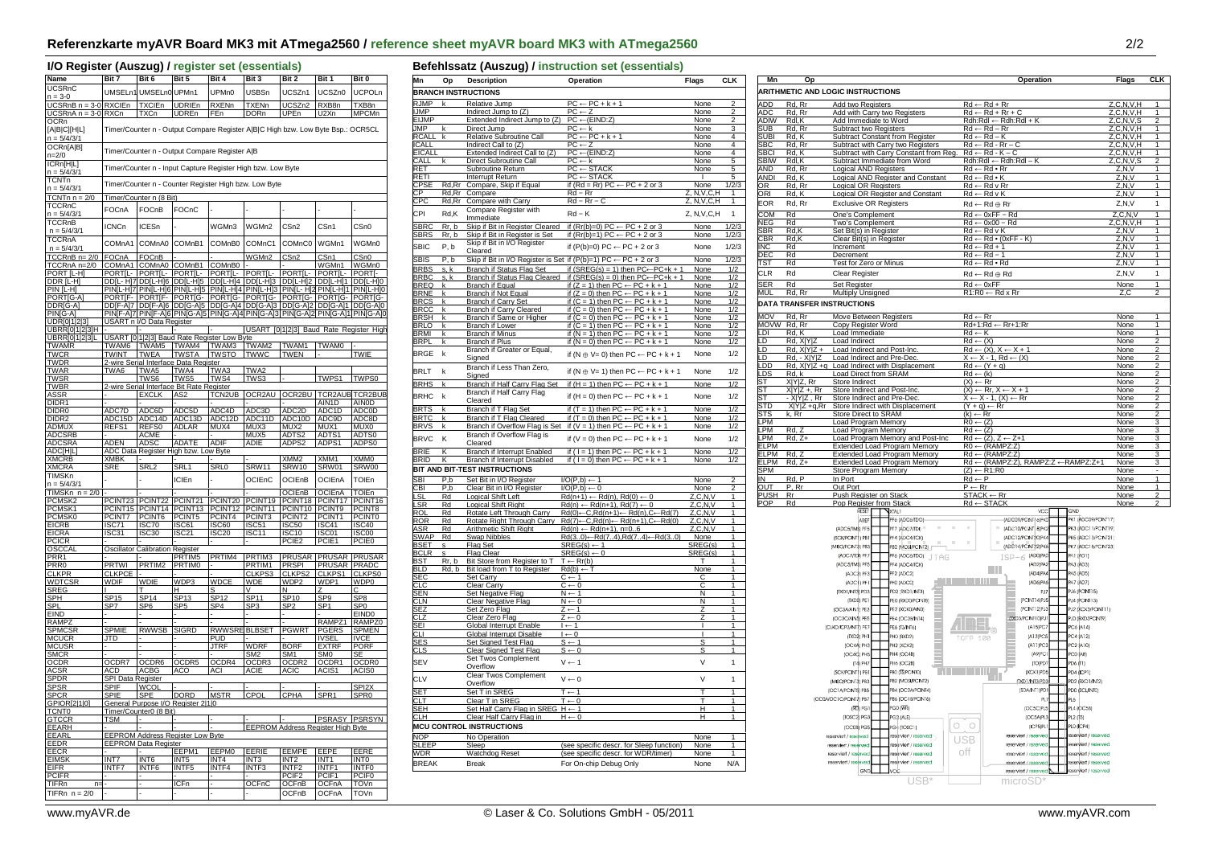## I/O Register (Auszug) / register set (essentials)

| Name | Bit 7 | Bit 6 | Bit 5 | Bit 4 | Bit 3 | Bit 2 | Bit 1 | Bit 0 |
|---|---|---|---|---|---|---|---|---|
| UCSRnC n = 3-0 | UMSELn1 | UMSELn0 | UPMn1 | UPMn0 | USBSn | UCSZn1 | UCSZn0 | UCPOLn |
| UCSRnB n = 3-0 | RXCIEn | TXCIEn | UDRIEn | RXENn | TXENn | UCSZn2 | RXB8n | TXB8n |
| UCSRnA n = 3-0 | RXCn | TXCn | UDREn | FEn | DORn | UPEn | U2Xn | MPCMn |
| OCRn[A\|B\|C][H\|L] n = 5/4/3/1 | Timer/Counter n - Output Compare Register A\|B\|C High bzw. Low Byte Bsp.: OCR5CL | | | | | | | |
| OCRn[A\|B] n=2/0 | Timer/Counter n - Output Compare Register A\|B | | | | | | | |
| ICRn[H\|L] n = 5/4/3/1 | Timer/Counter n - Input Capture Register High bzw. Low Byte | | | | | | | |
| TCNTn n = 5/4/3/1 | Timer/Counter n - Counter Register High bzw. Low Byte | | | | | | | |
| TCNTn n = 2/0 | Timer/Counter n (8 Bit) | | | | | | | |
| TCCRnC n = 5/4/3/1 | FOCnA | FOCnB | FOCnC | - | - | - | - | - |
| TCCRnB n = 5/4/3/1 | ICNCn | ICESn | - | WGMn3 | WGMn2 | CSn2 | CSn1 | CSn0 |
| TCCRnA n = 5/4/3/1 | COMnA1 | COMnA0 | COMnB1 | COMnB0 | COMnC1 | COMnC0 | WGMn1 | WGMn0 |
| TCCRnB n= 2/0 | FOCnA | FOCnB | - | - | WGMn2 | CSn2 | CSn1 | CSn0 |
| TCCRnA n=2/0 | COMnA1 | COMnA0 | COMnB1 | COMnB0 | - | - | WGMn1 | WGMn0 |
| PORT [L-H] | PORT[L- | PORT[L- | PORT[L- | PORT[L- | PORT[L- | PORT[L- | PORT[L- | PORT[L- |
| DDR [L-H] | DD[L-H]7 | DD[L-H]6 | DD[L-H]5 | DD[L-H]4 | DD[L-H]3 | DD[L-H]2 | DD[L-H]1 | DD[L-H]0 |
| PIN [L-H] | PIN[L-H]7 | PIN[L-H]6 | PIN[L-H]5 | PIN[L-H]4 | PIN[L-H]3 | PIN[L-H]2 | PIN[L-H]1 | PIN[L-H]0 |
| PORT[G-A] | PORT[F- | PORT[F- | PORT[F- | PORT[G- | PORT[G- | PORT[G- | PORT[G- | PORT[G- |
| DDR[G-A] | DD[F-A]7 | DD[F-A]6 | DD[G-A]5 | DD[G-A]4 | DD[G-A]3 | DD[G-A]2 | DD[G-A]1 | DD[G-A]0 |
| PIN[G-A] | PIN[F-A]7 | PIN[F-A]6 | PIN[G-A]5 | PIN[G-A]4 | PIN[G-A]3 | PIN[G-A]2 | PIN[G-A]1 | PIN[G-A]0 |
| UDR[0\|1\|2\|3] | USART n I/O Data Register | | | | | | | |
| UBRR[0\|1\|2\|3]H | - | - | - | - | USART [0\|1\|2\|3] Baud Rate Register High | | | |
| UBRR[0\|1\|2\|3]L | USART [0\|1\|2\|3] Baud Rate Register Low Byte | | | | | | | |
| TWAMR | TWAM6 | TWAM5 | TWAM4 | TWAM3 | TWAM2 | TWAM1 | TWAM0 | - |
| TWCR | TWINT | TWEA | TWSTA | TWSTO | TWWC | TWEN | - | TWIE |
| TWDR | 2-wire Serial Interface Data Register | | | | | | | |
| TWAR | TWA6 | TWA5 | TWA4 | TWA3 | TWA2 | | | |
| TWSR | TWS7 | TWS6 | TWS5 | TWS4 | TWS3 | - | TWPS1 | TWPS0 |
| TWBR | 2-wire Serial Interface Bit Rate Register | | | | | | | |
| ASSR | - | EXCLK | AS2 | TCN2UB | OCR2AUB | OCR2BUB | TCR2AUB | TCR2BUB |
| DIDR1 | - | - | - | - | - | - | AIN1D | AIN0D |
| DIDR0 | ADC7D | ADC6D | ADC5D | ADC4D | ADC3D | ADC2D | ADC1D | ADC0D |
| DIDR2 | ADC15D | ADC14D | ADC13D | ADC12D | ADC11D | ADC10D | ADC9D | ADC8D |
| ADMUX | REFS1 | REFS0 | ADLAR | MUX4 | MUX3 | MUX2 | MUX1 | MUX0 |
| ADCSRB | - | ACME | - | - | MUX5 | ADTS2 | ADTS1 | ADTS0 |
| ADCSRA | ADEN | ADSC | ADATE | ADIF | ADIE | ADPS2 | ADPS1 | ADPS0 |
| ADC[H\|L] | ADC Data Register High bzw. Low Byte | | | | | | | |
| XMCRB | XMBK | - | - | - | - | XMM2 | XMM1 | XMM0 |
| XMCRA | SRE | SRL2 | SRL1 | SRL0 | SRW11 | SRW10 | SRW01 | SRW00 |
| TIMSKn n = 5/4/3/1 | - | - | ICIEn | - | OCIEnC | OCIEnB | OCIEnA | TOIEn |
| TIMSKn n = 2/0 | - | - | - | - | - | OCIEnB | OCIEnA | TOIEn |
| PCMSK2 | PCINT23 | PCINT22 | PCINT21 | PCINT20 | PCINT19 | PCINT18 | PCINT17 | PCINT16 |
| PCMSK1 | PCINT15 | PCINT14 | PCINT13 | PCINT12 | PCINT11 | PCINT10 | PCINT9 | PCINT8 |
| PCMSK0 | PCINT7 | PCINT6 | PCINT5 | PCINT4 | PCINT3 | PCINT2 | PCINT1 | PCINT0 |
| EICRB | ISC71 | ISC70 | ISC61 | ISC60 | ISC51 | ISC50 | ISC41 | ISC40 |
| EICRA | ISC31 | ISC30 | ISC21 | ISC20 | ISC11 | ISC10 | ISC01 | ISC00 |
| PCICR | - | - | - | - | - | PCIE2 | PCIE1 | PCIE0 |
| OSCCAL | Oscillator Calibration Register | | | | | | | |
| PRR1 | - | - | PRTIM5 | PRTIM4 | PRTIM3 | PRUSAR | PRUSAR | PRUSAR |
| PRR0 | PRTWI | PRTIM2 | PRTIM0 | - | PRTIM1 | PRSPI | PRUSAR | PRADC |
| CLKPR | CLKPCE | - | - | - | CLKPS3 | CLKPS2 | CLKPS1 | CLKPS0 |
| WDTCSR | WDIF | WDIE | WDP3 | WDCE | WDE | WDP2 | WDP1 | WDP0 |
| SREG | I | T | H | S | V | N | Z | C |
| SPH | SP15 | SP14 | SP13 | SP12 | SP11 | SP10 | SP9 | SP8 |
| SPL | SP7 | SP6 | SP5 | SP4 | SP3 | SP2 | SP1 | SP0 |
| EIND | - | - | - | - | - | - | - | EIND0 |
| RAMPZ | - | - | - | - | - | - | RAMPZ1 | RAMPZ0 |
| SPMCSR | SPMIE | RWWSB | SIGRD | RWWSRE | BLBSET | PGWRT | PGERS | SPMEN |
| MCUCR | JTD | - | - | PUD | - | - | IVSEL | IVCE |
| MCUSR | - | - | - | JTRF | WDRF | BORF | EXTRF | PORF |
| SMCR | - | - | - | - | SM2 | SM1 | SM0 | SE |
| OCDR | OCDR7 | OCDR6 | OCDR5 | OCDR4 | OCDR3 | OCDR2 | OCDR1 | OCDR0 |
| ACSR | ACD | ACBG | ACO | ACI | ACIE | ACIC | ACIS1 | ACIS0 |
| SPDR | SPI Data Register | | | | | | | |
| SPSR | SPIF | WCOL | - | - | - | - | - | SPI2X |
| SPCR | SPIE | SPE | DORD | MSTR | CPOL | CPHA | SPR1 | SPR0 |
| GPIOR[2\|1\|0] | General Purpose I/O Register 2\|1\|0 | | | | | | | |
| TCNT0 | Timer/Counter0 (8 Bit) | | | | | | | |
| GTCCR | TSM | - | - | - | - | - | PSRASY | PSRSYN |
| EEARH | - | - | - | - | EEPROM Address Register High Byte | | | |
| EEARL | EEPROM Address Register Low Byte | | | | | | | |
| EEDR | EEPROM Data Register | | | | | | | |
| EECR | - | - | EEPM1 | EEPM0 | EERIE | EEMPE | EEPE | EERE |
| EIMSK | INT7 | INT6 | INT5 | INT4 | INT3 | INT2 | INT1 | INT0 |
| EIFR | INTF7 | INTF6 | INTF5 | INTF4 | INTF3 | INTF2 | INTF1 | INTF0 |
| PCIFR | - | - | - | - | - | PCIF2 | PCIF1 | PCIF0 |
| TIFRn n=5/4/3/1 | - | - | ICFn | - | OCFnC | OCFnB | OCFnA | TOVn |
| TIFRn n = 2/0 | - | - | - | - | - | OCFnB | OCFnA | TOVn |

## Befehlssatz (Auszug) / instruction set (essentials)

| Mn | Op | Description | Operation | Flags | CLK |
|---|---|---|---|---|---|
| **BRANCH INSTRUCTIONS** | | | | | |
| RJMP | k | Relative Jump | PC ← PC + k + 1 | None | 2 |
| IJMP | | Indirect Jump to (Z) | PC ← Z | None | 2 |
| EIJMP | | Extended Indirect Jump to (Z) | PC ←(EIND:Z) | None | 2 |
| JMP | k | Direct Jump | PC ← k | None | 3 |
| RCALL | k | Relative Subroutine Call | PC ← PC + k + 1 | None | 4 |
| ICALL | | Indirect Call to (Z) | PC ← Z | None | 4 |
| EICALL | | Extended Indirect Call to (Z) | PC ←(EIND:Z) | None | 4 |
| CALL | k | Direct Subroutine Call | PC ← k | None | 5 |
| RET | | Subroutine Return | PC ← STACK | None | 5 |
| RETI | | Interrupt Return | PC ← STACK | I | 5 |
| CPSE | Rd,Rr | Compare, Skip if Equal | if (Rd = Rr) PC ← PC + 2 or 3 | None | 1/2/3 |
| CP | Rd,Rr | Compare | Rd − Rr | Z, N,V,C,H | 1 |
| CPC | Rd,Rr | Compare with Carry | Rd − Rr − C | Z, N,V,C,H | 1 |
| CPI | Rd,K | Compare Register with Immediate | Rd − K | Z, N,V,C,H | 1 |
| SBRC | Rr, b | Skip if Bit in Register Cleared | if (Rr(b)=0) PC ← PC + 2 or 3 | None | 1/2/3 |
| SBRS | Rr, b | Skip if Bit in Register is Set | if (Rr(b)=1) PC ← PC + 2 or 3 | None | 1/2/3 |
| SBIC | P, b | Skip if Bit in I/O Register Cleared | if (P(b)=0) PC ← PC + 2 or 3 | None | 1/2/3 |
| SBIS | P, b | Skip if Bit in I/O Register is Set | if (P(b)=1) PC ← PC + 2 or 3 | None | 1/2/3 |
| BRBS | s, k | Branch if Status Flag Set | if (SREG(s) = 1) then PC←PC+k + 1 | None | 1/2 |
| BRBC | s, k | Branch if Status Flag Cleared | if (SREG(s) = 0) then PC←PC+k + 1 | None | 1/2 |
| BREQ | k | Branch if Equal | if (Z = 1) then PC ← PC + k + 1 | None | 1/2 |
| BRNE | k | Branch if Not Equal | if (Z = 0) then PC ← PC + k + 1 | None | 1/2 |
| BRCS | k | Branch if Carry Set | if (C = 1) then PC ← PC + k + 1 | None | 1/2 |
| BRCC | k | Branch if Carry Cleared | if (C = 0) then PC ← PC + k + 1 | None | 1/2 |
| BRSH | k | Branch if Same or Higher | if (C = 0) then PC ← PC + k + 1 | None | 1/2 |
| BRLO | k | Branch if Lower | if (C = 1) then PC ← PC + k + 1 | None | 1/2 |
| BRMI | k | Branch if Minus | if (N = 1) then PC ← PC + k + 1 | None | 1/2 |
| BRPL | k | Branch if Plus | if (N = 0) then PC ← PC + k + 1 | None | 1/2 |
| BRGE | k | Branch if Greater or Equal, Signed | if (N ⊕ V= 0) then PC ← PC + k + 1 | None | 1/2 |
| BRLT | k | Branch if Less Than Zero, Signed | if (N ⊕ V= 1) then PC ← PC + k + 1 | None | 1/2 |
| BRHS | k | Branch if Half Carry Flag Set | if (H = 1) then PC ← PC + k + 1 | None | 1/2 |
| BRHC | k | Branch if Half Carry Flag Cleared | if (H = 0) then PC ← PC + k + 1 | None | 1/2 |
| BRTS | k | Branch if T Flag Set | if (T = 1) then PC ← PC + k + 1 | None | 1/2 |
| BRTC | k | Branch if T Flag Cleared | if (T = 0) then PC ← PC + k + 1 | None | 1/2 |
| BRVS | k | Branch if Overflow Flag is Set | if (V = 1) then PC ← PC + k + 1 | None | 1/2 |
| BRVC | K | Branch if Overflow Flag is Cleared | if (V = 0) then PC ← PC + k + 1 | None | 1/2 |
| BRIE | K | Branch if Interrupt Enabled | if ( I = 1) then PC ← PC + k + 1 | None | 1/2 |
| BRID | K | Branch if Interrupt Disabled | if ( I = 0) then PC ← PC + k + 1 | None | 1/2 |
| **BIT AND BIT-TEST INSTRUCTIONS** | | | | | |
| SBI | P,b | Set Bit in I/O Register | I/O(P,b) ← 1 | None | 2 |
| CBI | P,b | Clear Bit in I/O Register | I/O(P,b) ← 0 | None | 2 |
| LSL | Rd | Logical Shift Left | Rd(n+1) ← Rd(n), Rd(0) ← 0 | Z,C,N,V | 1 |
| LSR | Rd | Logical Shift Right | Rd(n) ← Rd(n+1), Rd(7) ← 0 | Z,C,N,V | 1 |
| ROL | Rd | Rotate Left Through Carry | Rd(0)←C,Rd(n+1)← Rd(n),C←Rd(7) | Z,C,N,V | 1 |
| ROR | Rd | Rotate Right Through Carry | Rd(7)←C,Rd(n)← Rd(n+1),C←Rd(0) | Z,C,N,V | 1 |
| ASR | Rd | Arithmetic Shift Right | Rd(n) ← Rd(n+1), n=0..6 | Z,C,N,V | 1 |
| SWAP | Rd | Swap Nibbles | Rd(3..0)←Rd(7..4),Rd(7..4)←Rd(3..0) | None | 1 |
| BSET | s | Flag Set | SREG(s) ← 1 | SREG(s) | 1 |
| BCLR | s | Flag Clear | SREG(s) ← 0 | SREG(s) | 1 |
| BST | Rr, b | Bit Store from Register to T | T ← Rr(b) | T | 1 |
| BLD | Rd, b | Bit load from T to Register | Rd(b) ← T | None | 1 |
| SEC | | Set Carry | C ← 1 | C | 1 |
| CLC | | Clear Carry | C ← 0 | C | 1 |
| SEN | | Set Negative Flag | N ← 1 | N | 1 |
| CLN | | Clear Negative Flag | N ← 0 | N | 1 |
| SEZ | | Set Zero Flag | Z ← 1 | Z | 1 |
| CLZ | | Clear Zero Flag | Z ← 0 | Z | 1 |
| SEI | | Global Interrupt Enable | I ← 1 | I | 1 |
| CLI | | Global Interrupt Disable | I ← 0 | I | 1 |
| SES | | Set Signed Test Flag | S ← 1 | S | 1 |
| CLS | | Clear Signed Test Flag | S ← 0 | S | 1 |
| SEV | | Set Twos Complement Overflow | V ← 1 | V | 1 |
| CLV | | Clear Twos Complement Overflow | V ← 0 | V | 1 |
| SET | | Set T in SREG | T ← 1 | T | 1 |
| CLT | | Clear T in SREG | T ← 0 | T | 1 |
| SEH | | Set Half Carry Flag in SREG | H ← 1 | H | 1 |
| CLH | | Clear Half Carry Flag in | H ← 0 | H | 1 |
| **MCU CONTROL INSTRUCTIONS** | | | | | |
| NOP | | No Operation | | None | 1 |
| SLEEP | | Sleep | (see specific descr. for Sleep function) | None | 1 |
| WDR | | Watchdog Reset | (see specific descr. for WDR/timer) | None | 1 |
| BREAK | | Break | For On-chip Debug Only | None | N/A |

| Mn | Op | Description | Operation | Flags | CLK |
|---|---|---|---|---|---|
| **ARITHMETIC AND LOGIC INSTRUCTIONS** | | | | | |
| ADD | Rd, Rr | Add two Registers | Rd ← Rd + Rr | Z,C,N,V,H | 1 |
| ADC | Rd, Rr | Add with Carry two Registers | Rd ← Rd + Rr + C | Z,C,N,V,H | 1 |
| ADIW | Rdl,K | Add Immediate to Word | Rdh:Rdl ← Rdh:Rdl + K | Z,C,N,V,S | 2 |
| SUB | Rd, Rr | Subtract two Registers | Rd ← Rd − Rr | Z,C,N,V,H | 1 |
| SUBI | Rd, K | Subtract Constant from Register | Rd ← Rd − K | Z,C,N,V,H | 1 |
| SBC | Rd, Rr | Subtract with Carry two Registers | Rd ← Rd - Rr - C | Z,C,N,V,H | 1 |
| SBCI | Rd, K | Subtract with Carry Constant from Reg. | Rd ← Rd - K - C | Z,C,N,V,H | 1 |
| SBIW | Rdl,K | Subtract Immediate from Word | Rdh:Rdl ← Rdh:Rdl − K | Z,C,N,V,S | 2 |
| AND | Rd, Rr | Logical AND Registers | Rd ← Rd • Rr | Z,N,V | 1 |
| ANDI | Rd, K | Logical AND Register and Constant | Rd ← Rd • K | Z,N,V | 1 |
| OR | Rd, Rr | Logical OR Registers | Rd ← Rd v Rr | Z,N,V | 1 |
| ORI | Rd, K | Logical OR Register and Constant | Rd ← Rd v K | Z,N,V | 1 |
| EOR | Rd, Rr | Exclusive OR Registers | Rd ← Rd ⊕ Rr | Z,N,V | 1 |
| COM | Rd | One's Complement | Rd ← 0xFF − Rd | Z,C,N,V | 1 |
| NEG | Rd | Two's Complement | Rd ← 0x00 − Rd | Z,C,N,V,H | 1 |
| SBR | Rd,K | Set Bit(s) in Register | Rd ← Rd v K | Z,N,V | 1 |
| CBR | Rd,K | Clear Bit(s) in Register | Rd ← Rd • (0xFF - K) | Z,N,V | 1 |
| INC | Rd | Increment | Rd ← Rd + 1 | Z,N,V | 1 |
| DEC | Rd | Decrement | Rd ← Rd − 1 | Z,N,V | 1 |
| TST | Rd | Test for Zero or Minus | Rd ← Rd • Rd | Z,N,V | 1 |
| CLR | Rd | Clear Register | Rd ← Rd ⊕ Rd | Z,N,V | 1 |
| SER | Rd | Set Register | Rd ← 0xFF | None | 1 |
| MUL | Rd, Rr | Multiply Unsigned | R1:R0 ← Rd x Rr | Z,C | 2 |
| **DATA TRANSFER INSTRUCTIONS** | | | | | |
| MOV | Rd, Rr | Move Between Registers | Rd ← Rr | None | 1 |
| MOVW | Rd, Rr | Copy Register Word | Rd+1:Rd ← Rr+1:Rr | None | 1 |
| LDI | Rd, K | Load Immediate | Rd ← K | None | 1 |
| LD | Rd, X\|Y\|Z | Load Indirect | Rd ← (X) | None | 2 |
| LD | Rd, X\|Y\|Z + | Load Indirect and Post-Inc. | Rd ← (X), X ← X + 1 | None | 2 |
| LD | Rd, - X\|Y\|Z | Load Indirect and Pre-Dec. | X ← X - 1, Rd ← (X) | None | 2 |
| LDD | Rd, X\|Y\|Z +q | Load Indirect with Displacement | Rd ← (Y + q) | None | 2 |
| LDS | Rd, k | Load Direct from SRAM | Rd ← (k) | None | 2 |
| ST | X\|Y\|Z, Rr | Store Indirect | (X) ← Rr | None | 2 |
| ST | X\|Y\|Z +, Rr | Store Indirect and Post-Inc. | (X) ← Rr, X ← X + 1 | None | 2 |
| ST | - X\|Y\|Z , Rr | Store Indirect and Pre-Dec. | X ← X - 1, (X) ← Rr | None | 2 |
| STD | X\|Y\|Z +q,Rr | Store Indirect with Displacement | (Y + q) ← Rr | None | 2 |
| STS | k, Rr | Store Direct to SRAM | (k) ← Rr | None | 2 |
| LPM | | Load Program Memory | R0 ← (Z) | None | 3 |
| LPM | Rd, Z | Load Program Memory | Rd ← (Z) | None | 3 |
| LPM | Rd, Z+ | Load Program Memory and Post-Inc | Rd ← (Z), Z ← Z+1 | None | 3 |
| ELPM | | Extended Load Program Memory | R0 ← (RAMPZ:Z) | None | 3 |
| ELPM | Rd, Z | Extended Load Program Memory | Rd ← (RAMPZ:Z) | None | 3 |
| ELPM | Rd, Z+ | Extended Load Program Memory | Rd ← (RAMPZ:Z), RAMPZ:Z ←RAMPZ:Z+1 | None | 3 |
| SPM | | Store Program Memory | (Z) ← R1:R0 | None | - |
| IN | Rd, P | In Port | Rd ← P | None | 1 |
| OUT | P, Rr | Out Port | P ← Rr | None | 1 |
| PUSH | Rr | Push Register on Stack | STACK ← Rr | None | 2 |
| POP | Rd | Pop Register from Stack | Rd ← STACK | None | 2 |

RESET
AREF
VCC
GND
JTAG
ISP=6
TQFP 100
USB
off
USB*
microSD*